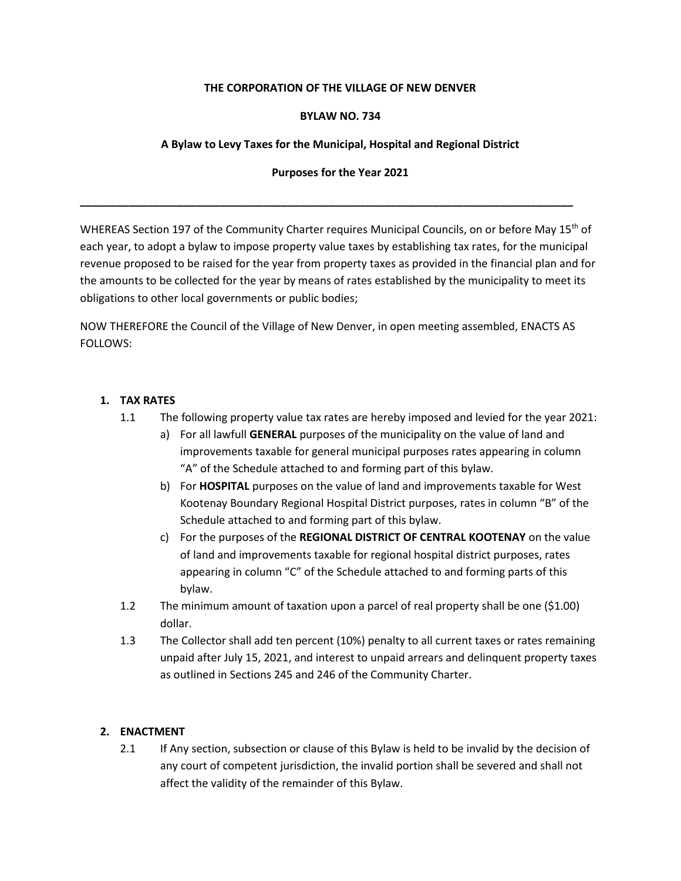**THE CORPORATION OF THE VILLAGE OF NEW DENVER**

**BYLAW NO. 734**

**A Bylaw to Levy Taxes for the Municipal, Hospital and Regional District**

**Purposes for the Year 2021**

---

WHEREAS Section 197 of the Community Charter requires Municipal Councils, on or before May 15th of each year, to adopt a bylaw to impose property value taxes by establishing tax rates, for the municipal revenue proposed to be raised for the year from property taxes as provided in the financial plan and for the amounts to be collected for the year by means of rates established by the municipality to meet its obligations to other local governments or public bodies;

NOW THEREFORE the Council of the Village of New Denver, in open meeting assembled, ENACTS AS FOLLOWS:

1. **TAX RATES**

    1.1 The following property value tax rates are hereby imposed and levied for the year 2021:

    a) For all lawfull **GENERAL** purposes of the municipality on the value of land and improvements taxable for general municipal purposes rates appearing in column "A" of the Schedule attached to and forming part of this bylaw.

    b) For **HOSPITAL** purposes on the value of land and improvements taxable for West Kootenay Boundary Regional Hospital District purposes, rates in column "B" of the Schedule attached to and forming part of this bylaw.

    c) For the purposes of the **REGIONAL DISTRICT OF CENTRAL KOOTENAY** on the value of land and improvements taxable for regional hospital district purposes, rates appearing in column "C" of the Schedule attached to and forming parts of this bylaw.

    1.2 The minimum amount of taxation upon a parcel of real property shall be one ($1.00) dollar.

    1.3 The Collector shall add ten percent (10%) penalty to all current taxes or rates remaining unpaid after July 15, 2021, and interest to unpaid arrears and delinquent property taxes as outlined in Sections 245 and 246 of the Community Charter.

2. **ENACTMENT**

    2.1 If Any section, subsection or clause of this Bylaw is held to be invalid by the decision of any court of competent jurisdiction, the invalid portion shall be severed and shall not affect the validity of the remainder of this Bylaw.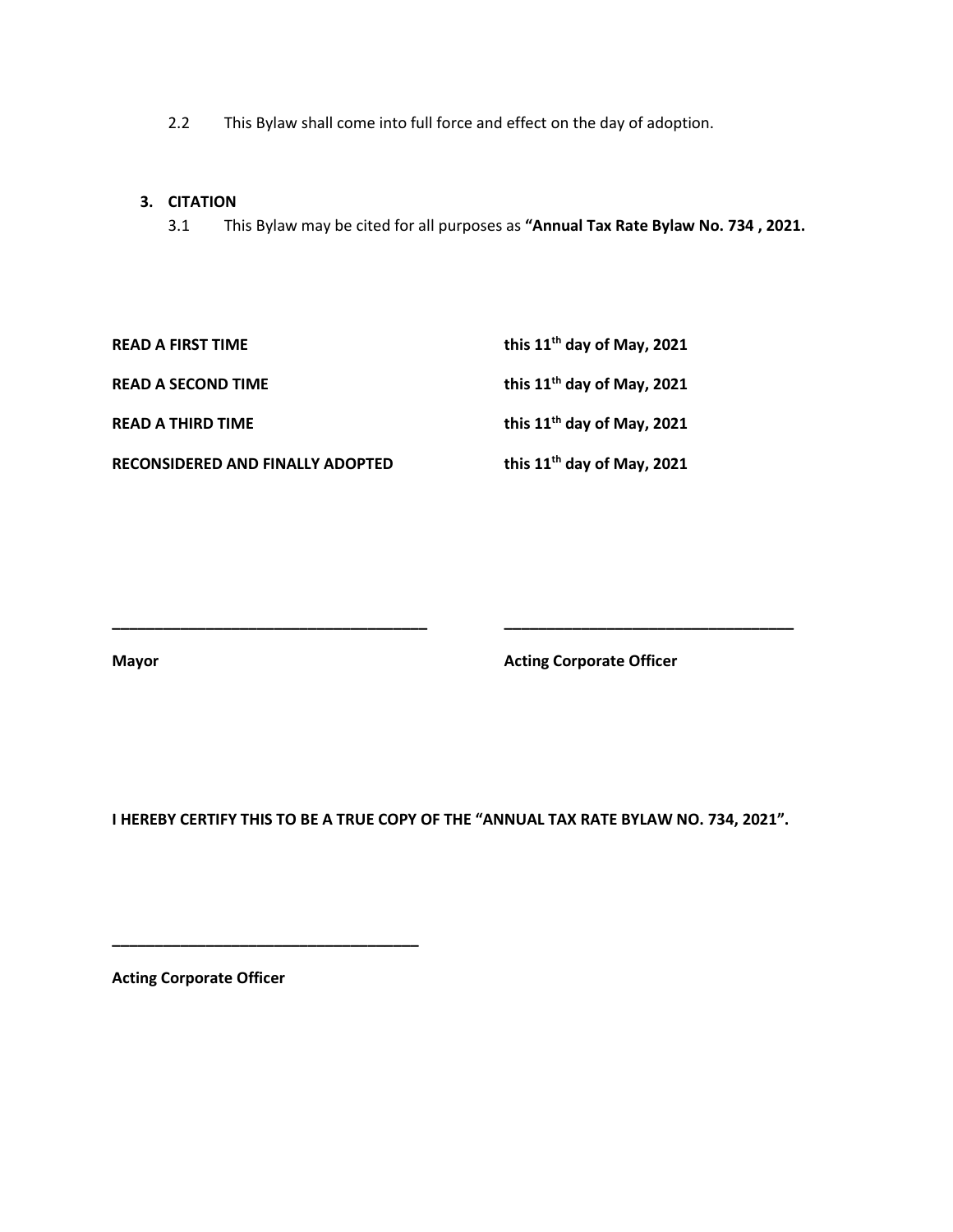2.2 This Bylaw shall come into full force and effect on the day of adoption.

**3. CITATION**

3.1 This Bylaw may be cited for all purposes as **"Annual Tax Rate Bylaw No. 734 , 2021.**

| | |
|---|---|
| **READ A FIRST TIME** | **this 11th day of May, 2021** |
| **READ A SECOND TIME** | **this 11th day of May, 2021** |
| **READ A THIRD TIME** | **this 11th day of May, 2021** |
| **RECONSIDERED AND FINALLY ADOPTED** | **this 11th day of May, 2021** |

_____________________________________ _____________________________________

**Mayor** **Acting Corporate Officer**

**I HEREBY CERTIFY THIS TO BE A TRUE COPY OF THE "ANNUAL TAX RATE BYLAW NO. 734, 2021".**

_____________________________________

**Acting Corporate Officer**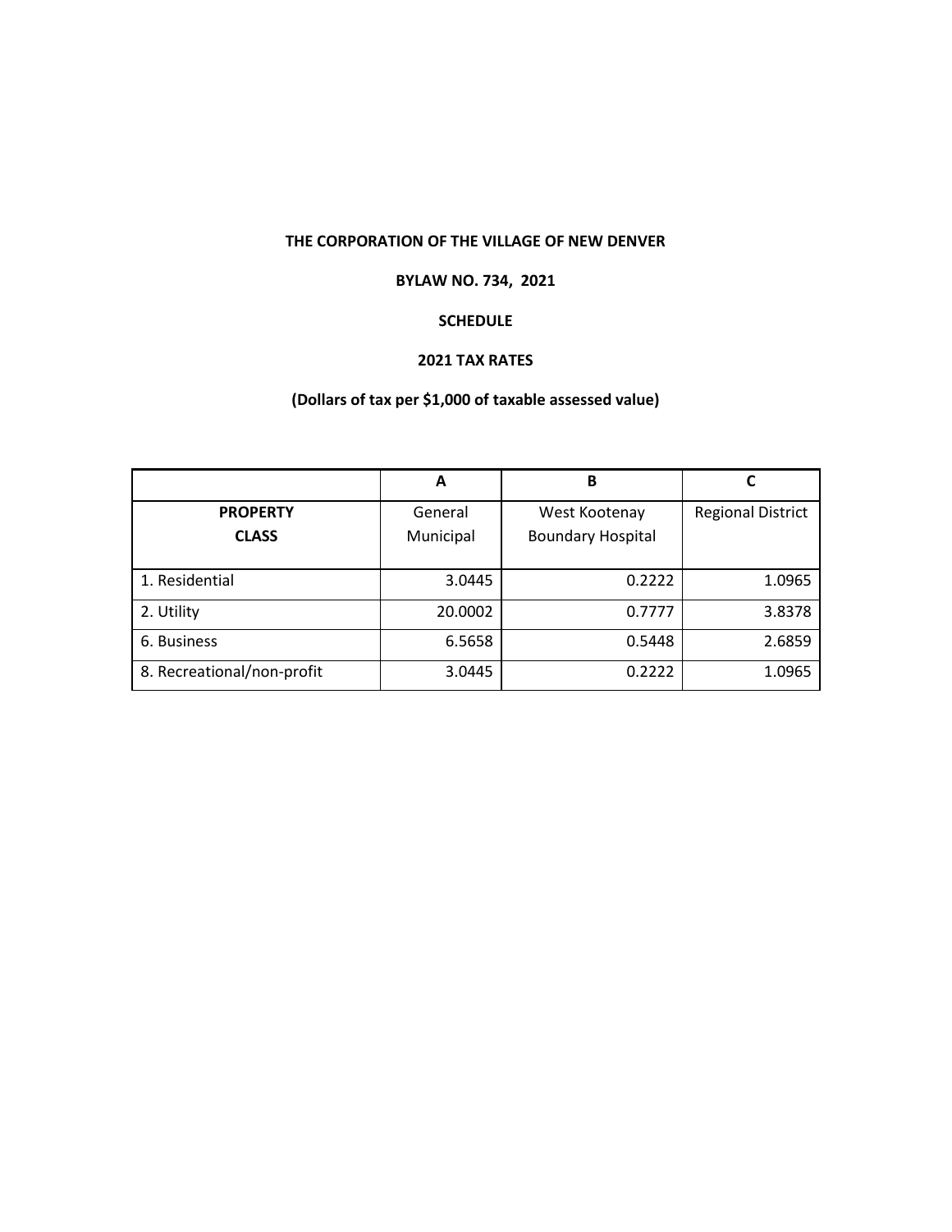**THE CORPORATION OF THE VILLAGE OF NEW DENVER**

**BYLAW NO. 734, 2021**

**SCHEDULE**

**2021 TAX RATES**

**(Dollars of tax per $1,000 of taxable assessed value)**

| | A | B | C |
|---|---|---|---|
| **PROPERTY CLASS** | General Municipal | West Kootenay Boundary Hospital | Regional District |
| 1. Residential | 3.0445 | 0.2222 | 1.0965 |
| 2. Utility | 20.0002 | 0.7777 | 3.8378 |
| 6. Business | 6.5658 | 0.5448 | 2.6859 |
| 8. Recreational/non-profit | 3.0445 | 0.2222 | 1.0965 |